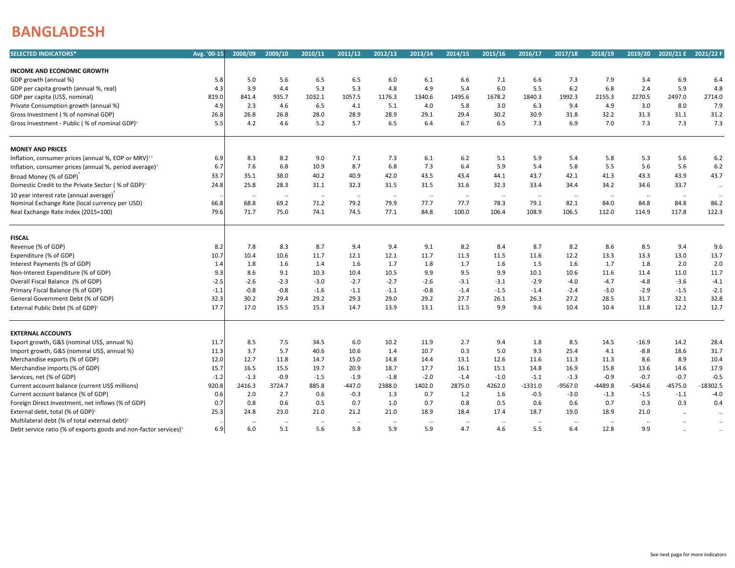# BANGLADESH

| SELECTED INDICATORS* | Avg. '00-15 | 2008/09 | 2009/10 | 2010/11 | 2011/12 | 2012/13 | 2013/14 | 2014/15 | 2015/16 | 2016/17 | 2017/18 | 2018/19 | 2019/20 | 2020/21 E | 2021/22 F |
|---|---|---|---|---|---|---|---|---|---|---|---|---|---|---|---|
| **INCOME AND ECONOMIC GROWTH** | | | | | | | | | | | | | | | |
| GDP growth (annual %) | 5.8 | 5.0 | 5.6 | 6.5 | 6.5 | 6.0 | 6.1 | 6.6 | 7.1 | 6.6 | 7.3 | 7.9 | 3.4 | 6.9 | 6.4 |
| GDP per capita growth (annual %, real) | 4.3 | 3.9 | 4.4 | 5.3 | 5.3 | 4.8 | 4.9 | 5.4 | 6.0 | 5.5 | 6.2 | 6.8 | 2.4 | 5.9 | 4.8 |
| GDP per capita (US$, nominal) | 819.0 | 841.4 | 935.7 | 1032.1 | 1057.5 | 1176.3 | 1340.6 | 1495.6 | 1678.2 | 1840.3 | 1992.3 | 2155.3 | 2270.5 | 2497.0 | 2714.0 |
| Private Consumption growth (annual %) | 4.9 | 2.3 | 4.6 | 6.5 | 4.1 | 5.1 | 4.0 | 5.8 | 3.0 | 6.3 | 9.4 | 4.9 | 3.0 | 8.0 | 7.9 |
| Gross Investment ( % of nominal GDP) | 26.8 | 26.8 | 26.8 | 28.0 | 28.9 | 28.9 | 29.1 | 29.4 | 30.2 | 30.9 | 31.8 | 32.2 | 31.3 | 31.1 | 31.2 |
| Gross Investment - Public ( % of nominal GDP)[2] | 5.5 | 4.2 | 4.6 | 5.2 | 5.7 | 6.5 | 6.4 | 6.7 | 6.5 | 7.3 | 6.9 | 7.0 | 7.3 | 7.3 | 7.3 |
| **MONEY AND PRICES** | | | | | | | | | | | | | | | |
| Inflation, consumer prices (annual %, EOP or MRV)[1,3] | 6.9 | 8.3 | 8.2 | 9.0 | 7.1 | 7.3 | 6.1 | 6.2 | 5.1 | 5.9 | 5.4 | 5.8 | 5.3 | 5.6 | 6.2 |
| Inflation, consumer prices (annual %, period average)[3] | 6.7 | 7.6 | 6.8 | 10.9 | 8.7 | 6.8 | 7.3 | 6.4 | 5.9 | 5.4 | 5.8 | 5.5 | 5.6 | 5.6 | 6.2 |
| Broad Money (% of GDP)[2] | 33.7 | 35.1 | 38.0 | 40.2 | 40.9 | 42.0 | 43.5 | 43.4 | 44.1 | 43.7 | 42.1 | 41.3 | 43.3 | 43.9 | 43.7 |
| Domestic Credit to the Private Sector ( % of GDP)[2] | 24.8 | 25.8 | 28.3 | 31.1 | 32.3 | 31.5 | 31.5 | 31.6 | 32.3 | 33.4 | 34.4 | 34.2 | 34.6 | 33.7 | .. |
| 10 year interest rate (annual average)[3] | .. | .. | .. | .. | .. | .. | .. | .. | .. | .. | .. | .. | .. | .. | .. |
| Nominal Exchange Rate (local currency per USD) | 66.8 | 68.8 | 69.2 | 71.2 | 79.2 | 79.9 | 77.7 | 77.7 | 78.3 | 79.1 | 82.1 | 84.0 | 84.8 | 84.8 | 86.2 |
| Real Exchange Rate Index (2015=100) | 79.6 | 71.7 | 75.0 | 74.1 | 74.5 | 77.1 | 84.8 | 100.0 | 106.4 | 108.9 | 106.5 | 112.0 | 114.9 | 117.8 | 122.3 |
| **FISCAL** | | | | | | | | | | | | | | | |
| Revenue (% of GDP) | 8.2 | 7.8 | 8.3 | 8.7 | 9.4 | 9.4 | 9.1 | 8.2 | 8.4 | 8.7 | 8.2 | 8.6 | 8.5 | 9.4 | 9.6 |
| Expenditure (% of GDP) | 10.7 | 10.4 | 10.6 | 11.7 | 12.1 | 12.1 | 11.7 | 11.3 | 11.5 | 11.6 | 12.2 | 13.3 | 13.3 | 13.0 | 13.7 |
| Interest Payments (% of GDP) | 1.4 | 1.8 | 1.6 | 1.4 | 1.6 | 1.7 | 1.8 | 1.7 | 1.6 | 1.5 | 1.6 | 1.7 | 1.8 | 2.0 | 2.0 |
| Non-Interest Expenditure (% of GDP) | 9.3 | 8.6 | 9.1 | 10.3 | 10.4 | 10.5 | 9.9 | 9.5 | 9.9 | 10.1 | 10.6 | 11.6 | 11.4 | 11.0 | 11.7 |
| Overall Fiscal Balance (% of GDP) | -2.5 | -2.6 | -2.3 | -3.0 | -2.7 | -2.7 | -2.6 | -3.1 | -3.1 | -2.9 | -4.0 | -4.7 | -4.8 | -3.6 | -4.1 |
| Primary Fiscal Balance (% of GDP) | -1.1 | -0.8 | -0.8 | -1.6 | -1.1 | -1.1 | -0.8 | -1.4 | -1.5 | -1.4 | -2.4 | -3.0 | -2.9 | -1.5 | -2.1 |
| General Government Debt (% of GDP) | 32.3 | 30.2 | 29.4 | 29.2 | 29.3 | 29.0 | 29.2 | 27.7 | 26.1 | 26.3 | 27.2 | 28.5 | 31.7 | 32.1 | 32.8 |
| External Public Debt (% of GDP)[2] | 17.7 | 17.0 | 15.5 | 15.3 | 14.7 | 13.9 | 13.1 | 11.5 | 9.9 | 9.6 | 10.4 | 10.4 | 11.8 | 12.2 | 12.7 |
| **EXTERNAL ACCOUNTS** | | | | | | | | | | | | | | | |
| Export growth, G&S (nominal US$, annual %) | 11.7 | 8.5 | 7.5 | 34.5 | 6.0 | 10.2 | 11.9 | 2.7 | 9.4 | 1.8 | 8.5 | 14.5 | -16.9 | 14.2 | 28.4 |
| Import growth, G&S (nominal US$, annual %) | 11.3 | 3.7 | 5.7 | 40.6 | 10.6 | 1.4 | 10.7 | 0.3 | 5.0 | 9.3 | 25.4 | 4.1 | -8.8 | 18.6 | 31.7 |
| Merchandise exports (% of GDP) | 12.0 | 12.7 | 11.8 | 14.7 | 15.0 | 14.8 | 14.4 | 13.1 | 12.6 | 11.6 | 11.3 | 11.3 | 8.6 | 8.9 | 10.4 |
| Merchandise imports (% of GDP) | 15.7 | 16.5 | 15.5 | 19.7 | 20.9 | 18.7 | 17.7 | 16.1 | 15.1 | 14.8 | 16.9 | 15.8 | 13.6 | 14.6 | 17.9 |
| Services, net (% of GDP) | -1.2 | -1.3 | -0.9 | -1.5 | -1.9 | -1.8 | -2.0 | -1.4 | -1.0 | -1.1 | -1.3 | -0.9 | -0.7 | -0.7 | -0.5 |
| Current account balance (current US$ millions) | 920.8 | 2416.3 | 3724.7 | 885.8 | -447.0 | 2388.0 | 1402.0 | 2875.0 | 4262.0 | -1331.0 | -9567.0 | -4489.8 | -5434.6 | -4575.0 | -18302.5 |
| Current account balance (% of GDP) | 0.6 | 2.0 | 2.7 | 0.6 | -0.3 | 1.3 | 0.7 | 1.2 | 1.6 | -0.5 | -3.0 | -1.3 | -1.5 | -1.1 | -4.0 |
| Foreign Direct Investment, net inflows (% of GDP) | 0.7 | 0.8 | 0.6 | 0.5 | 0.7 | 1.0 | 0.7 | 0.8 | 0.5 | 0.6 | 0.6 | 0.7 | 0.3 | 0.3 | 0.4 |
| External debt, total (% of GDP)[2] | 25.3 | 24.8 | 23.0 | 21.0 | 21.2 | 21.0 | 18.9 | 18.4 | 17.4 | 18.7 | 19.0 | 18.9 | 21.0 | .. | .. |
| Multilateral debt (% of total external debt)[2] | .. | .. | .. | .. | .. | .. | .. | .. | .. | .. | .. | .. | .. | .. | .. |
| Debt service ratio (% of exports goods and non-factor services)[2] | 6.9 | 6.0 | 5.1 | 5.6 | 5.8 | 5.9 | 5.9 | 4.7 | 4.6 | 5.5 | 6.4 | 12.8 | 9.9 | .. | .. |

See next page for more indicators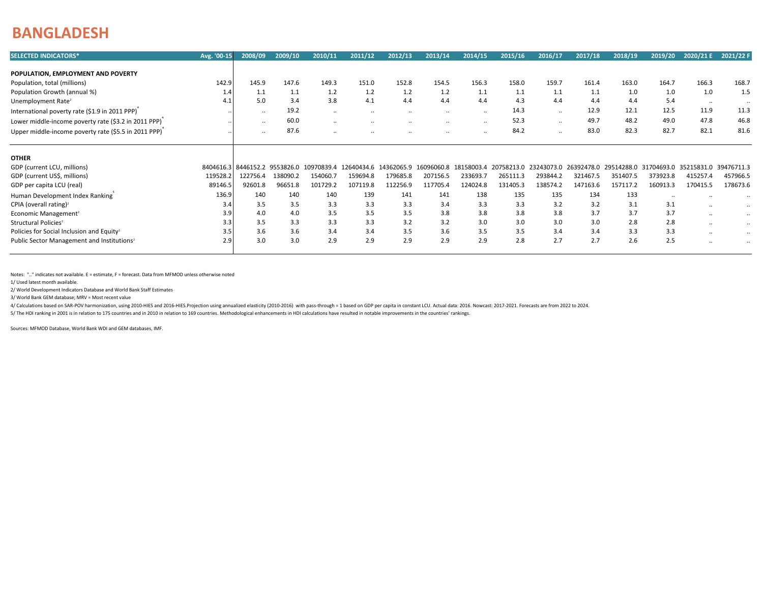# BANGLADESH

| SELECTED INDICATORS* | Avg. '00-15 | 2008/09 | 2009/10 | 2010/11 | 2011/12 | 2012/13 | 2013/14 | 2014/15 | 2015/16 | 2016/17 | 2017/18 | 2018/19 | 2019/20 | 2020/21 E | 2021/22 F |
|---|---|---|---|---|---|---|---|---|---|---|---|---|---|---|---|
| **POPULATION, EMPLOYMENT AND POVERTY** | | | | | | | | | | | | | | | |
| Population, total (millions) | 142.9 | 145.9 | 147.6 | 149.3 | 151.0 | 152.8 | 154.5 | 156.3 | 158.0 | 159.7 | 161.4 | 163.0 | 164.7 | 166.3 | 168.7 |
| Population Growth (annual %) | 1.4 | 1.1 | 1.1 | 1.2 | 1.2 | 1.2 | 1.2 | 1.1 | 1.1 | 1.1 | 1.1 | 1.0 | 1.0 | 1.0 | 1.5 |
| Unemployment Rate[2] | 4.1 | 5.0 | 3.4 | 3.8 | 4.1 | 4.4 | 4.4 | 4.4 | 4.3 | 4.4 | 4.4 | 4.4 | 5.4 | .. | .. |
| International poverty rate ($1.9 in 2011 PPP)[4] | .. | .. | 19.2 | .. | .. | .. | .. | .. | 14.3 | .. | 12.9 | 12.1 | 12.5 | 11.9 | 11.3 |
| Lower middle-income poverty rate ($3.2 in 2011 PPP)[4] | .. | .. | 60.0 | .. | .. | .. | .. | .. | 52.3 | .. | 49.7 | 48.2 | 49.0 | 47.8 | 46.8 |
| Upper middle-income poverty rate ($5.5 in 2011 PPP)[4] | .. | .. | 87.6 | .. | .. | .. | .. | .. | 84.2 | .. | 83.0 | 82.3 | 82.7 | 82.1 | 81.6 |
| **OTHER** | | | | | | | | | | | | | | | |
| GDP (current LCU, millions) | 8404616.3 | 8446152.2 | 9553826.0 | 10970839.4 | 12640434.6 | 14362065.9 | 16096060.8 | 18158003.4 | 20758213.0 | 23243073.0 | 26392478.0 | 29514288.0 | 31704693.0 | 35215831.0 | 39476711.3 |
| GDP (current US$, millions) | 119528.2 | 122756.4 | 138090.2 | 154060.7 | 159694.8 | 179685.8 | 207156.5 | 233693.7 | 265111.3 | 293844.2 | 321467.5 | 351407.5 | 373923.8 | 415257.4 | 457966.5 |
| GDP per capita LCU (real) | 89146.5 | 92601.8 | 96651.8 | 101729.2 | 107119.8 | 112256.9 | 117705.4 | 124024.8 | 131405.3 | 138574.2 | 147163.6 | 157117.2 | 160913.3 | 170415.5 | 178673.6 |
| Human Development Index Ranking[5] | 136.9 | 140 | 140 | 140 | 139 | 141 | 141 | 138 | 135 | 135 | 134 | 133 | .. | .. | .. |
| CPIA (overall rating)[2] | 3.4 | 3.5 | 3.5 | 3.3 | 3.3 | 3.3 | 3.4 | 3.3 | 3.3 | 3.2 | 3.2 | 3.1 | 3.1 | .. | .. |
| Economic Management[2] | 3.9 | 4.0 | 4.0 | 3.5 | 3.5 | 3.5 | 3.8 | 3.8 | 3.8 | 3.8 | 3.7 | 3.7 | 3.7 | .. | .. |
| Structural Policies[2] | 3.3 | 3.5 | 3.3 | 3.3 | 3.3 | 3.2 | 3.2 | 3.0 | 3.0 | 3.0 | 3.0 | 2.8 | 2.8 | .. | .. |
| Policies for Social Inclusion and Equity[2] | 3.5 | 3.6 | 3.6 | 3.4 | 3.4 | 3.5 | 3.6 | 3.5 | 3.5 | 3.4 | 3.4 | 3.3 | 3.3 | .. | .. |
| Public Sector Management and Institutions[2] | 2.9 | 3.0 | 3.0 | 2.9 | 2.9 | 2.9 | 2.9 | 2.9 | 2.8 | 2.7 | 2.7 | 2.6 | 2.5 | .. | .. |

Notes: ".." indicates not available. E = estimate, F = forecast. Data from MFMOD unless otherwise noted

1/ Used latest month available.

2/ World Development Indicators Database and World Bank Staff Estimates

3/ World Bank GEM database; MRV = Most recent value

4/ Calculations based on SAR-POV harmonization, using 2010-HIES and 2016-HIES.Projection using annualized elasticity (2010-2016) with pass-through = 1 based on GDP per capita in constant LCU. Actual data: 2016. Nowcast: 2017-2021. Forecasts are from 2022 to 2024.

5/ The HDI ranking in 2001 is in relation to 175 countries and in 2010 in relation to 169 countries. Methodological enhancements in HDI calculations have resulted in notable improvements in the countries' rankings.

Sources: MFMOD Database, World Bank WDI and GEM databases, IMF.